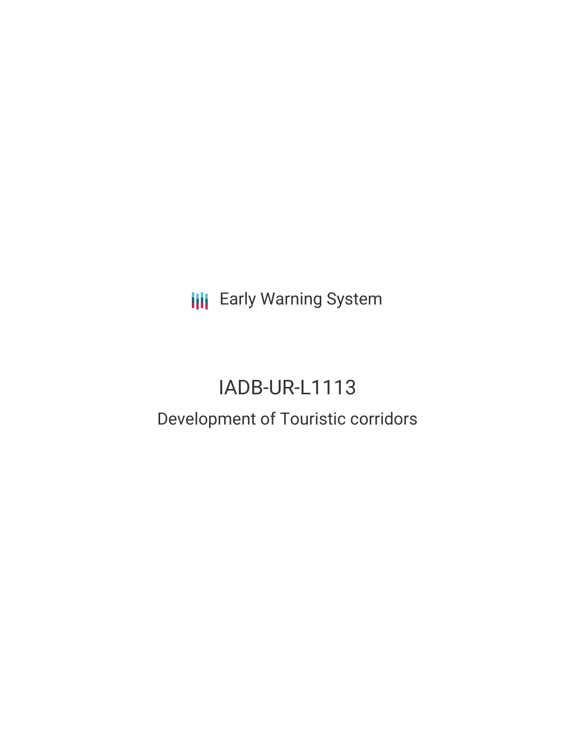Early Warning System

# IADB-UR-L1113

## Development of Touristic corridors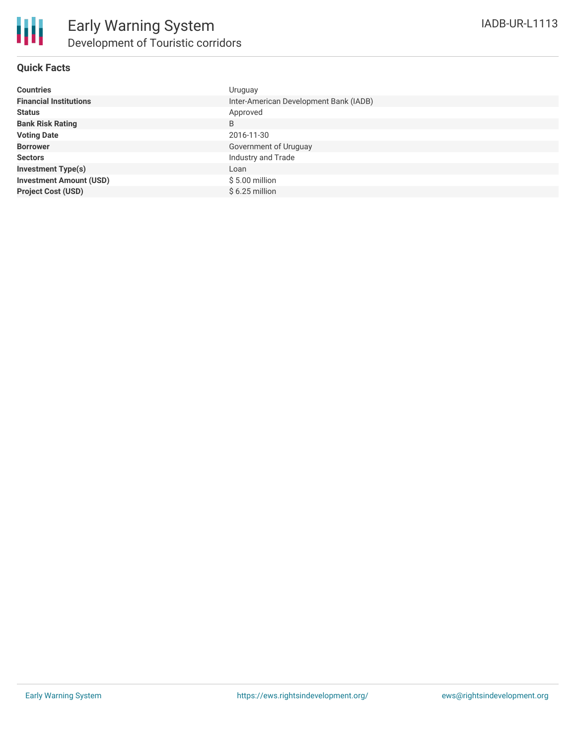## Quick Facts

| | |
|---|---|
| **Countries** | Uruguay |
| **Financial Institutions** | Inter-American Development Bank (IADB) |
| **Status** | Approved |
| **Bank Risk Rating** | B |
| **Voting Date** | 2016-11-30 |
| **Borrower** | Government of Uruguay |
| **Sectors** | Industry and Trade |
| **Investment Type(s)** | Loan |
| **Investment Amount (USD)** | $ 5.00 million |
| **Project Cost (USD)** | $ 6.25 million |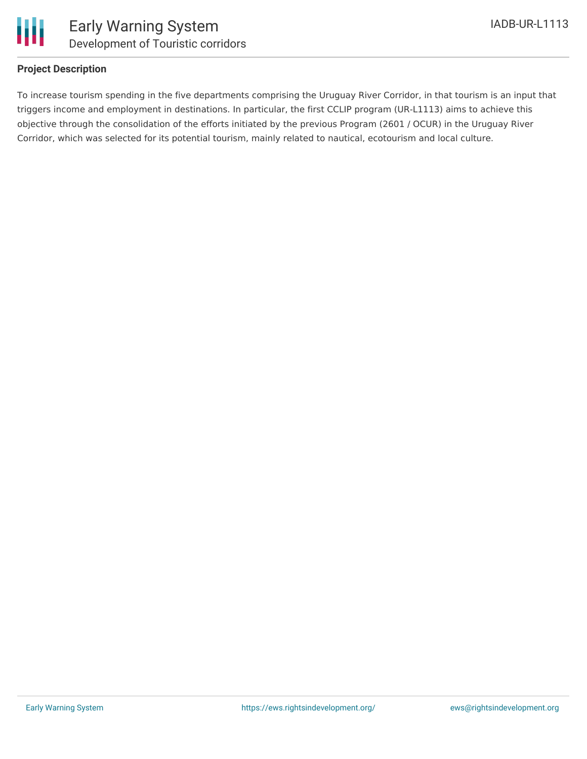## Project Description

To increase tourism spending in the five departments comprising the Uruguay River Corridor, in that tourism is an input that triggers income and employment in destinations. In particular, the first CCLIP program (UR-L1113) aims to achieve this objective through the consolidation of the efforts initiated by the previous Program (2601 / OCUR) in the Uruguay River Corridor, which was selected for its potential tourism, mainly related to nautical, ecotourism and local culture.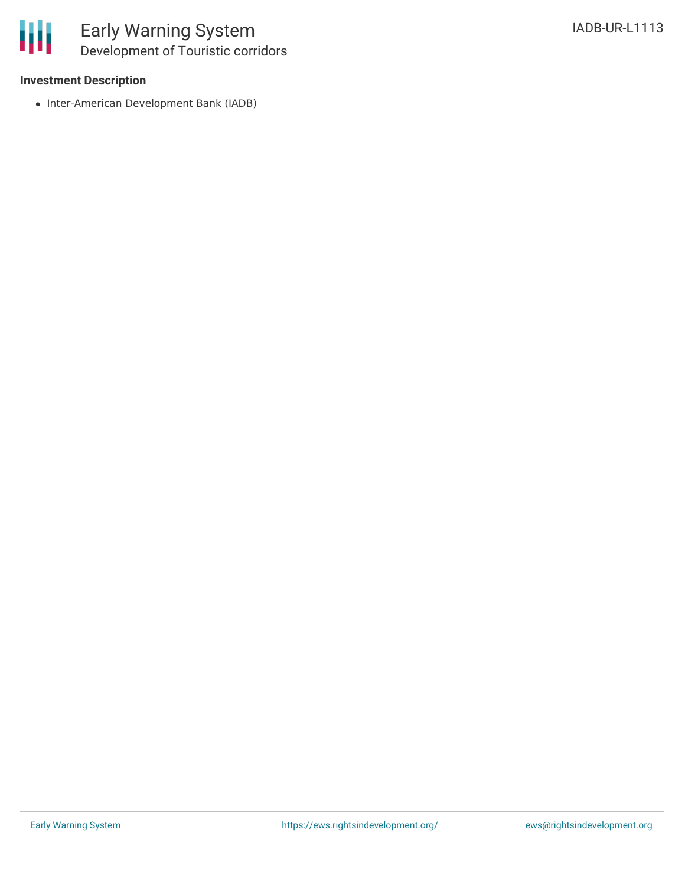**Investment Description**

- Inter-American Development Bank (IADB)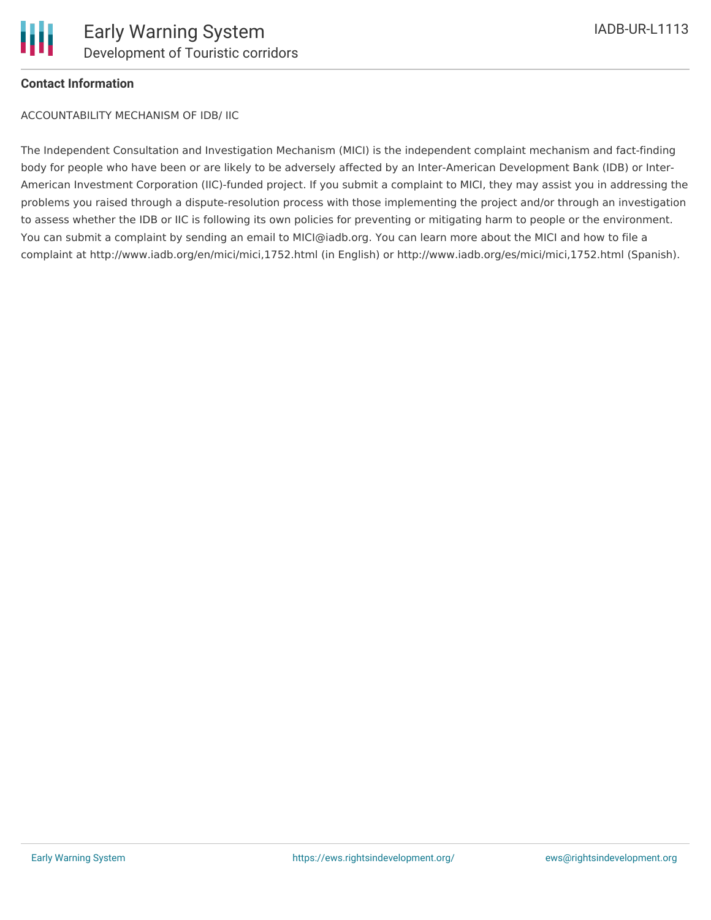**Contact Information**

ACCOUNTABILITY MECHANISM OF IDB/ IIC

The Independent Consultation and Investigation Mechanism (MICI) is the independent complaint mechanism and fact-finding body for people who have been or are likely to be adversely affected by an Inter-American Development Bank (IDB) or Inter-American Investment Corporation (IIC)-funded project. If you submit a complaint to MICI, they may assist you in addressing the problems you raised through a dispute-resolution process with those implementing the project and/or through an investigation to assess whether the IDB or IIC is following its own policies for preventing or mitigating harm to people or the environment. You can submit a complaint by sending an email to MICI@iadb.org. You can learn more about the MICI and how to file a complaint at http://www.iadb.org/en/mici/mici,1752.html (in English) or http://www.iadb.org/es/mici/mici,1752.html (Spanish).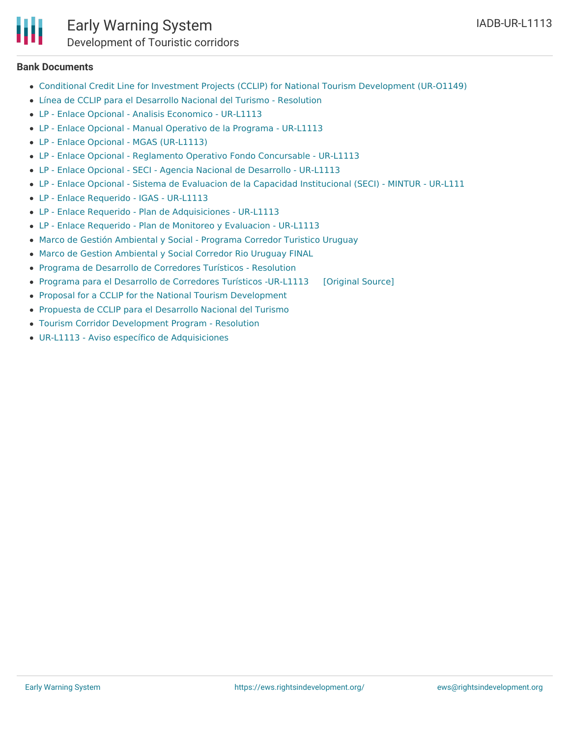**Bank Documents**

- Conditional Credit Line for Investment Projects (CCLIP) for National Tourism Development (UR-O1149)
- Línea de CCLIP para el Desarrollo Nacional del Turismo - Resolution
- LP - Enlace Opcional - Analisis Economico - UR-L1113
- LP - Enlace Opcional - Manual Operativo de la Programa - UR-L1113
- LP - Enlace Opcional - MGAS (UR-L1113)
- LP - Enlace Opcional - Reglamento Operativo Fondo Concursable - UR-L1113
- LP - Enlace Opcional - SECI - Agencia Nacional de Desarrollo - UR-L1113
- LP - Enlace Opcional - Sistema de Evaluacion de la Capacidad Institucional (SECI) - MINTUR - UR-L111
- LP - Enlace Requerido - IGAS - UR-L1113
- LP - Enlace Requerido - Plan de Adquisiciones - UR-L1113
- LP - Enlace Requerido - Plan de Monitoreo y Evaluacion - UR-L1113
- Marco de Gestión Ambiental y Social - Programa Corredor Turistico Uruguay
- Marco de Gestion Ambiental y Social Corredor Rio Uruguay FINAL
- Programa de Desarrollo de Corredores Turísticos - Resolution
- Programa para el Desarrollo de Corredores Turísticos -UR-L1113 [Original Source]
- Proposal for a CCLIP for the National Tourism Development
- Propuesta de CCLIP para el Desarrollo Nacional del Turismo
- Tourism Corridor Development Program - Resolution
- UR-L1113 - Aviso específico de Adquisiciones